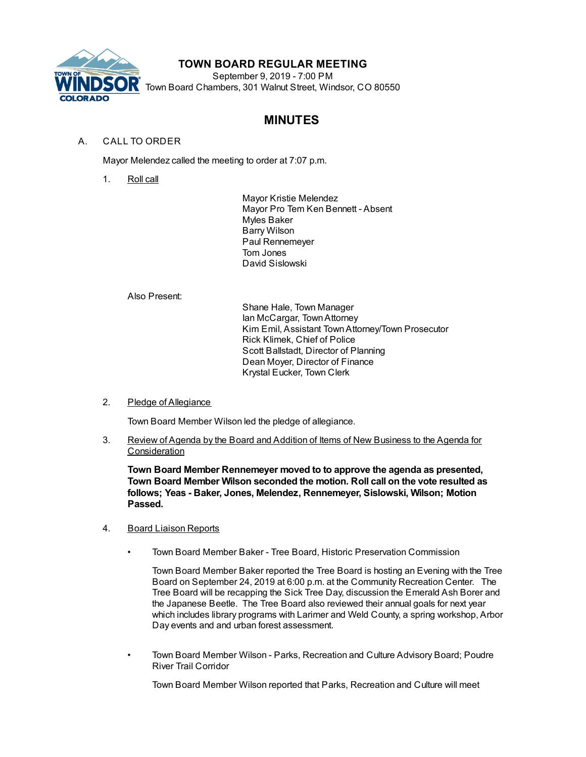# TOWN BOARD REGULAR MEETING

September 9, 2019 - 7:00 PM
Town Board Chambers, 301 Walnut Street, Windsor, CO 80550

## MINUTES

A. CALL TO ORDER

Mayor Melendez called the meeting to order at 7:07 p.m.

1. Roll call

   Mayor Kristie Melendez
   Mayor Pro Tem Ken Bennett - Absent
   Myles Baker
   Barry Wilson
   Paul Rennemeyer
   Tom Jones
   David Sislowski

   Also Present:

   Shane Hale, Town Manager
   Ian McCargar, Town Attorney
   Kim Emil, Assistant Town Attorney/Town Prosecutor
   Rick Klimek, Chief of Police
   Scott Ballstadt, Director of Planning
   Dean Moyer, Director of Finance
   Krystal Eucker, Town Clerk

2. Pledge of Allegiance

   Town Board Member Wilson led the pledge of allegiance.

3. Review of Agenda by the Board and Addition of Items of New Business to the Agenda for Consideration

   **Town Board Member Rennemeyer moved to to approve the agenda as presented, Town Board Member Wilson seconded the motion. Roll call on the vote resulted as follows; Yeas - Baker, Jones, Melendez, Rennemeyer, Sislowski, Wilson; Motion Passed.**

4. Board Liaison Reports

   - Town Board Member Baker - Tree Board, Historic Preservation Commission

     Town Board Member Baker reported the Tree Board is hosting an Evening with the Tree Board on September 24, 2019 at 6:00 p.m. at the Community Recreation Center. The Tree Board will be recapping the Sick Tree Day, discussion the Emerald Ash Borer and the Japanese Beetle. The Tree Board also reviewed their annual goals for next year which includes library programs with Larimer and Weld County, a spring workshop, Arbor Day events and and urban forest assessment.

   - Town Board Member Wilson - Parks, Recreation and Culture Advisory Board; Poudre River Trail Corridor

     Town Board Member Wilson reported that Parks, Recreation and Culture will meet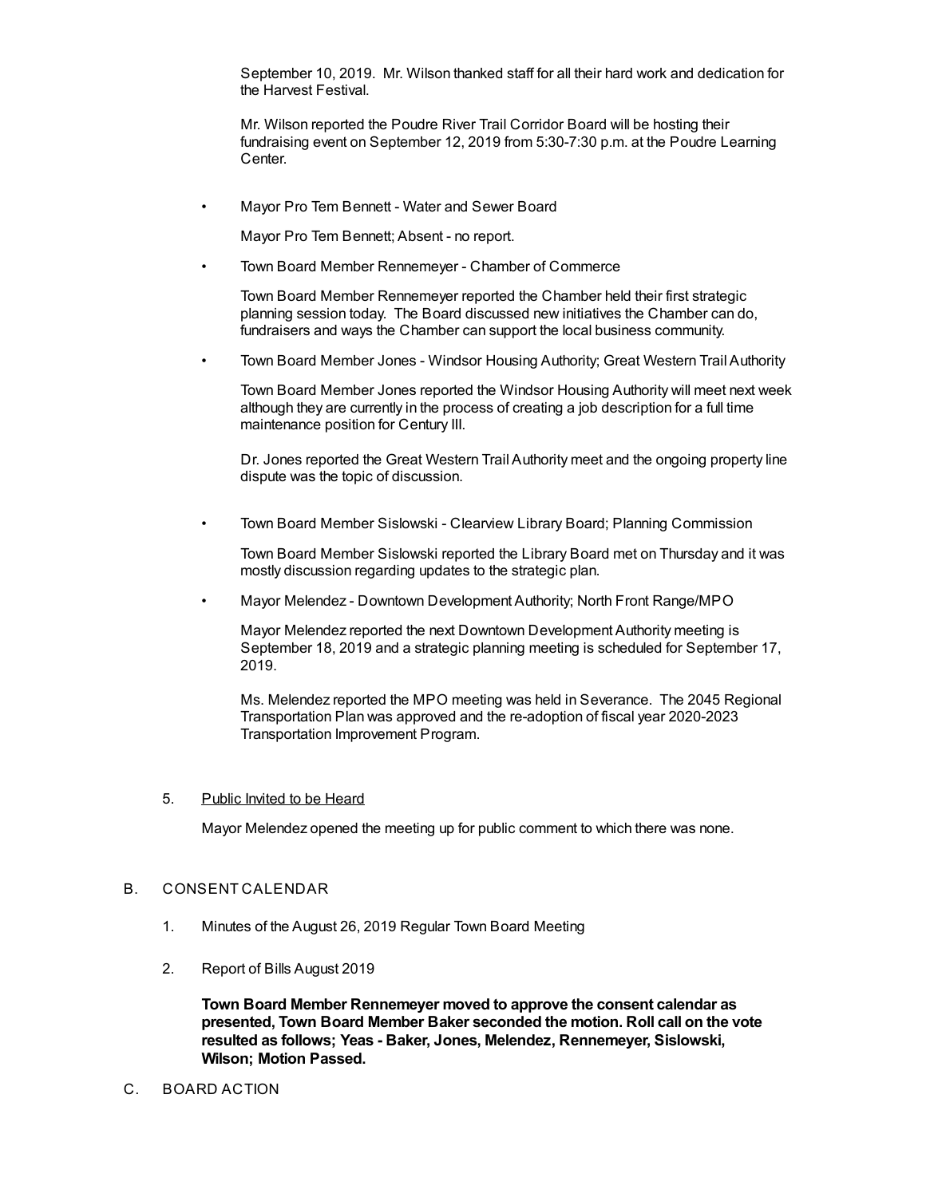September 10, 2019. Mr. Wilson thanked staff for all their hard work and dedication for the Harvest Festival.

Mr. Wilson reported the Poudre River Trail Corridor Board will be hosting their fundraising event on September 12, 2019 from 5:30-7:30 p.m. at the Poudre Learning Center.

- Mayor Pro Tem Bennett - Water and Sewer Board

  Mayor Pro Tem Bennett; Absent - no report.

- Town Board Member Rennemeyer - Chamber of Commerce

  Town Board Member Rennemeyer reported the Chamber held their first strategic planning session today. The Board discussed new initiatives the Chamber can do, fundraisers and ways the Chamber can support the local business community.

- Town Board Member Jones - Windsor Housing Authority; Great Western Trail Authority

  Town Board Member Jones reported the Windsor Housing Authority will meet next week although they are currently in the process of creating a job description for a full time maintenance position for Century III.

  Dr. Jones reported the Great Western Trail Authority meet and the ongoing property line dispute was the topic of discussion.

- Town Board Member Sislowski - Clearview Library Board; Planning Commission

  Town Board Member Sislowski reported the Library Board met on Thursday and it was mostly discussion regarding updates to the strategic plan.

- Mayor Melendez - Downtown Development Authority; North Front Range/MPO

  Mayor Melendez reported the next Downtown Development Authority meeting is September 18, 2019 and a strategic planning meeting is scheduled for September 17, 2019.

  Ms. Melendez reported the MPO meeting was held in Severance. The 2045 Regional Transportation Plan was approved and the re-adoption of fiscal year 2020-2023 Transportation Improvement Program.

5. Public Invited to be Heard

   Mayor Melendez opened the meeting up for public comment to which there was none.

B. CONSENT CALENDAR

1. Minutes of the August 26, 2019 Regular Town Board Meeting

2. Report of Bills August 2019

   **Town Board Member Rennemeyer moved to approve the consent calendar as presented, Town Board Member Baker seconded the motion. Roll call on the vote resulted as follows; Yeas - Baker, Jones, Melendez, Rennemeyer, Sislowski, Wilson; Motion Passed.**

C. BOARD ACTION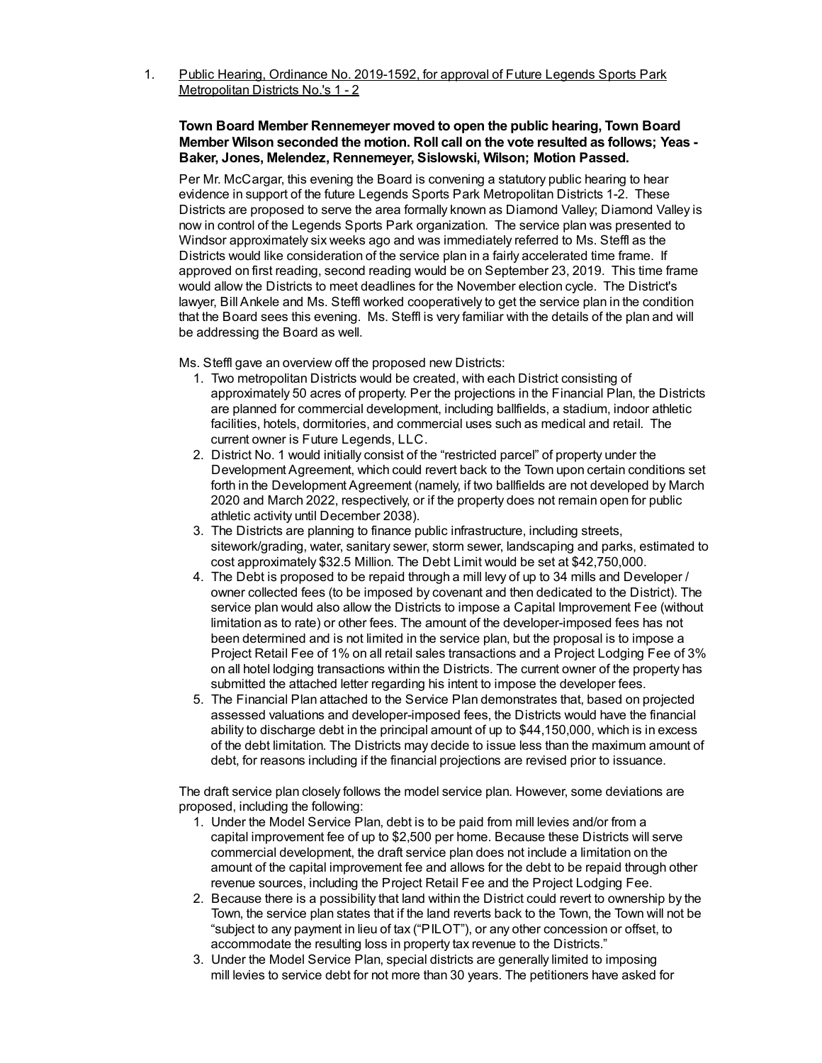1. Public Hearing, Ordinance No. 2019-1592, for approval of Future Legends Sports Park Metropolitan Districts No.'s 1 - 2

**Town Board Member Rennemeyer moved to open the public hearing, Town Board Member Wilson seconded the motion. Roll call on the vote resulted as follows; Yeas - Baker, Jones, Melendez, Rennemeyer, Sislowski, Wilson; Motion Passed.**

Per Mr. McCargar, this evening the Board is convening a statutory public hearing to hear evidence in support of the future Legends Sports Park Metropolitan Districts 1-2. These Districts are proposed to serve the area formally known as Diamond Valley; Diamond Valley is now in control of the Legends Sports Park organization. The service plan was presented to Windsor approximately six weeks ago and was immediately referred to Ms. Steffl as the Districts would like consideration of the service plan in a fairly accelerated time frame. If approved on first reading, second reading would be on September 23, 2019. This time frame would allow the Districts to meet deadlines for the November election cycle. The District's lawyer, Bill Ankele and Ms. Steffl worked cooperatively to get the service plan in the condition that the Board sees this evening. Ms. Steffl is very familiar with the details of the plan and will be addressing the Board as well.

Ms. Steffl gave an overview off the proposed new Districts:

1. Two metropolitan Districts would be created, with each District consisting of approximately 50 acres of property. Per the projections in the Financial Plan, the Districts are planned for commercial development, including ballfields, a stadium, indoor athletic facilities, hotels, dormitories, and commercial uses such as medical and retail. The current owner is Future Legends, LLC.
2. District No. 1 would initially consist of the "restricted parcel" of property under the Development Agreement, which could revert back to the Town upon certain conditions set forth in the Development Agreement (namely, if two ballfields are not developed by March 2020 and March 2022, respectively, or if the property does not remain open for public athletic activity until December 2038).
3. The Districts are planning to finance public infrastructure, including streets, sitework/grading, water, sanitary sewer, storm sewer, landscaping and parks, estimated to cost approximately $32.5 Million. The Debt Limit would be set at $42,750,000.
4. The Debt is proposed to be repaid through a mill levy of up to 34 mills and Developer / owner collected fees (to be imposed by covenant and then dedicated to the District). The service plan would also allow the Districts to impose a Capital Improvement Fee (without limitation as to rate) or other fees. The amount of the developer-imposed fees has not been determined and is not limited in the service plan, but the proposal is to impose a Project Retail Fee of 1% on all retail sales transactions and a Project Lodging Fee of 3% on all hotel lodging transactions within the Districts. The current owner of the property has submitted the attached letter regarding his intent to impose the developer fees.
5. The Financial Plan attached to the Service Plan demonstrates that, based on projected assessed valuations and developer-imposed fees, the Districts would have the financial ability to discharge debt in the principal amount of up to $44,150,000, which is in excess of the debt limitation. The Districts may decide to issue less than the maximum amount of debt, for reasons including if the financial projections are revised prior to issuance.

The draft service plan closely follows the model service plan. However, some deviations are proposed, including the following:

1. Under the Model Service Plan, debt is to be paid from mill levies and/or from a capital improvement fee of up to $2,500 per home. Because these Districts will serve commercial development, the draft service plan does not include a limitation on the amount of the capital improvement fee and allows for the debt to be repaid through other revenue sources, including the Project Retail Fee and the Project Lodging Fee.
2. Because there is a possibility that land within the District could revert to ownership by the Town, the service plan states that if the land reverts back to the Town, the Town will not be "subject to any payment in lieu of tax ("PILOT"), or any other concession or offset, to accommodate the resulting loss in property tax revenue to the Districts."
3. Under the Model Service Plan, special districts are generally limited to imposing mill levies to service debt for not more than 30 years. The petitioners have asked for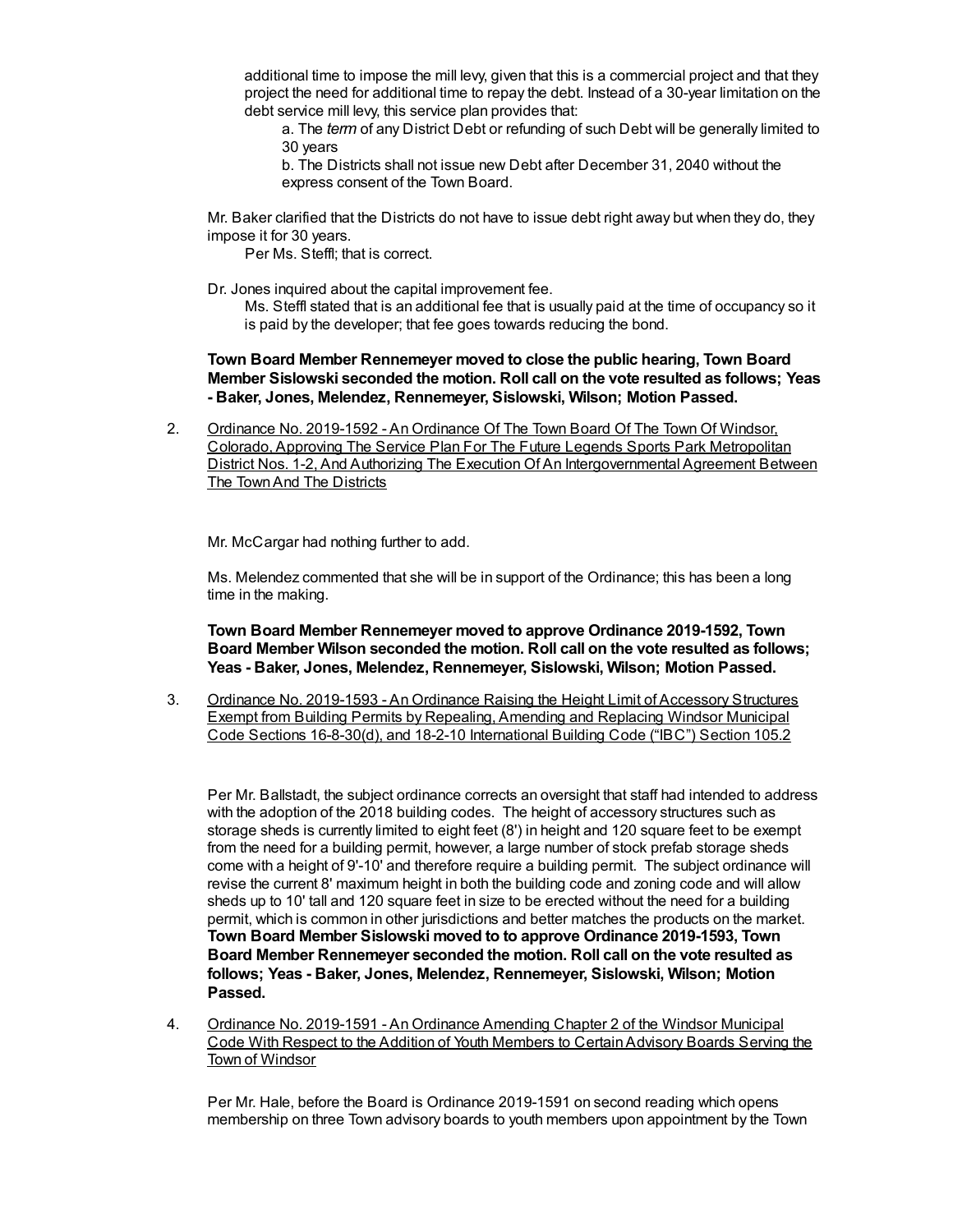additional time to impose the mill levy, given that this is a commercial project and that they project the need for additional time to repay the debt. Instead of a 30-year limitation on the debt service mill levy, this service plan provides that:

a. The *term* of any District Debt or refunding of such Debt will be generally limited to 30 years

b. The Districts shall not issue new Debt after December 31, 2040 without the express consent of the Town Board.

Mr. Baker clarified that the Districts do not have to issue debt right away but when they do, they impose it for 30 years.

Per Ms. Steffl; that is correct.

Dr. Jones inquired about the capital improvement fee.

Ms. Steffl stated that is an additional fee that is usually paid at the time of occupancy so it is paid by the developer; that fee goes towards reducing the bond.

**Town Board Member Rennemeyer moved to close the public hearing, Town Board Member Sislowski seconded the motion. Roll call on the vote resulted as follows; Yeas - Baker, Jones, Melendez, Rennemeyer, Sislowski, Wilson; Motion Passed.**

2. Ordinance No. 2019-1592 - An Ordinance Of The Town Board Of The Town Of Windsor, Colorado, Approving The Service Plan For The Future Legends Sports Park Metropolitan District Nos. 1-2, And Authorizing The Execution Of An Intergovernmental Agreement Between The Town And The Districts

Mr. McCargar had nothing further to add.

Ms. Melendez commented that she will be in support of the Ordinance; this has been a long time in the making.

**Town Board Member Rennemeyer moved to approve Ordinance 2019-1592, Town Board Member Wilson seconded the motion. Roll call on the vote resulted as follows; Yeas - Baker, Jones, Melendez, Rennemeyer, Sislowski, Wilson; Motion Passed.**

3. Ordinance No. 2019-1593 - An Ordinance Raising the Height Limit of Accessory Structures Exempt from Building Permits by Repealing, Amending and Replacing Windsor Municipal Code Sections 16-8-30(d), and 18-2-10 International Building Code ("IBC") Section 105.2

Per Mr. Ballstadt, the subject ordinance corrects an oversight that staff had intended to address with the adoption of the 2018 building codes. The height of accessory structures such as storage sheds is currently limited to eight feet (8') in height and 120 square feet to be exempt from the need for a building permit, however, a large number of stock prefab storage sheds come with a height of 9'-10' and therefore require a building permit. The subject ordinance will revise the current 8' maximum height in both the building code and zoning code and will allow sheds up to 10' tall and 120 square feet in size to be erected without the need for a building permit, which is common in other jurisdictions and better matches the products on the market.

**Town Board Member Sislowski moved to to approve Ordinance 2019-1593, Town Board Member Rennemeyer seconded the motion. Roll call on the vote resulted as follows; Yeas - Baker, Jones, Melendez, Rennemeyer, Sislowski, Wilson; Motion Passed.**

4. Ordinance No. 2019-1591 - An Ordinance Amending Chapter 2 of the Windsor Municipal Code With Respect to the Addition of Youth Members to Certain Advisory Boards Serving the Town of Windsor

Per Mr. Hale, before the Board is Ordinance 2019-1591 on second reading which opens membership on three Town advisory boards to youth members upon appointment by the Town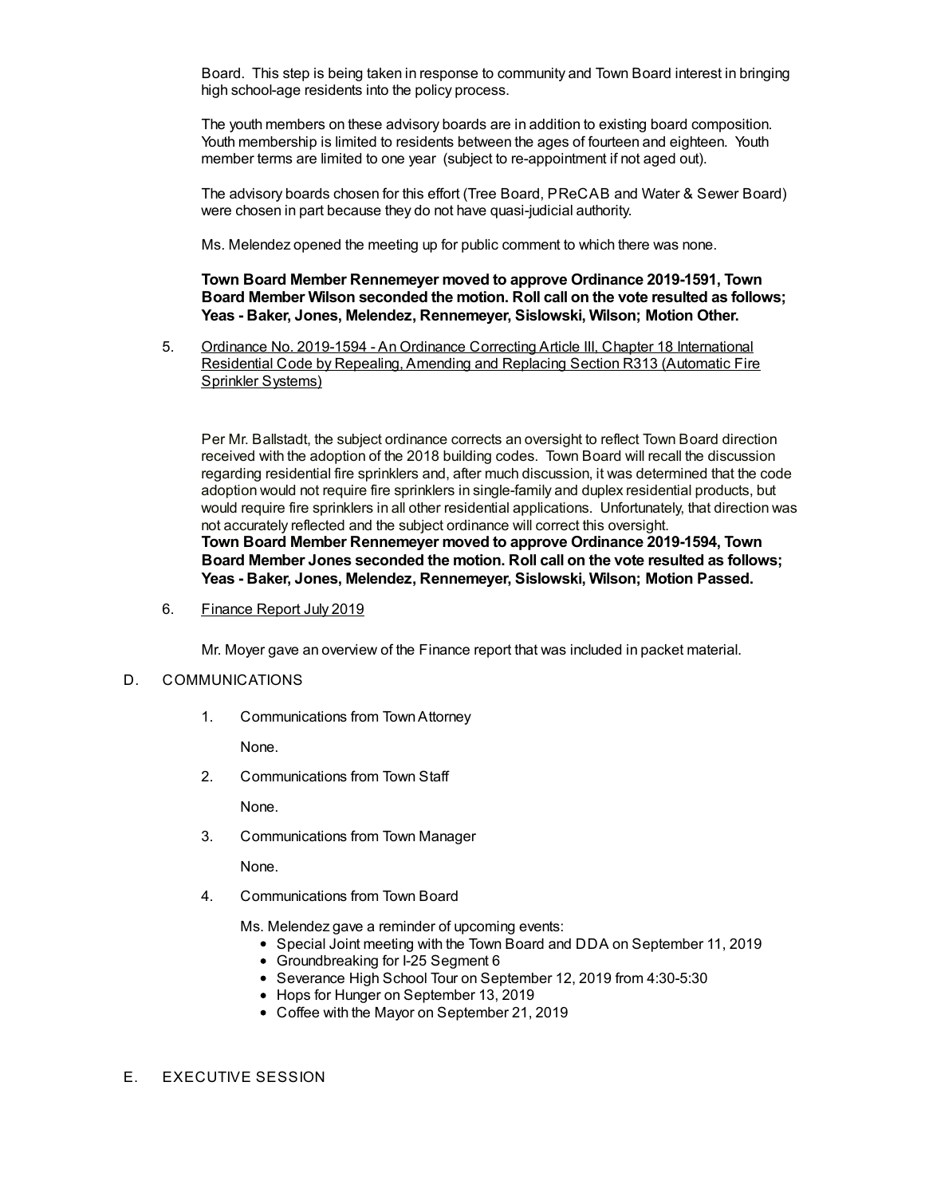Board. This step is being taken in response to community and Town Board interest in bringing high school-age residents into the policy process.

The youth members on these advisory boards are in addition to existing board composition. Youth membership is limited to residents between the ages of fourteen and eighteen. Youth member terms are limited to one year (subject to re-appointment if not aged out).

The advisory boards chosen for this effort (Tree Board, PReCAB and Water & Sewer Board) were chosen in part because they do not have quasi-judicial authority.

Ms. Melendez opened the meeting up for public comment to which there was none.

**Town Board Member Rennemeyer moved to approve Ordinance 2019-1591, Town Board Member Wilson seconded the motion. Roll call on the vote resulted as follows; Yeas - Baker, Jones, Melendez, Rennemeyer, Sislowski, Wilson; Motion Other.**

5. Ordinance No. 2019-1594 - An Ordinance Correcting Article III, Chapter 18 International Residential Code by Repealing, Amending and Replacing Section R313 (Automatic Fire Sprinkler Systems)

   Per Mr. Ballstadt, the subject ordinance corrects an oversight to reflect Town Board direction received with the adoption of the 2018 building codes. Town Board will recall the discussion regarding residential fire sprinklers and, after much discussion, it was determined that the code adoption would not require fire sprinklers in single-family and duplex residential products, but would require fire sprinklers in all other residential applications. Unfortunately, that direction was not accurately reflected and the subject ordinance will correct this oversight.
   **Town Board Member Rennemeyer moved to approve Ordinance 2019-1594, Town Board Member Jones seconded the motion. Roll call on the vote resulted as follows; Yeas - Baker, Jones, Melendez, Rennemeyer, Sislowski, Wilson; Motion Passed.**

6. Finance Report July 2019

   Mr. Moyer gave an overview of the Finance report that was included in packet material.

D. COMMUNICATIONS

1. Communications from Town Attorney

   None.

2. Communications from Town Staff

   None.

3. Communications from Town Manager

   None.

4. Communications from Town Board

   Ms. Melendez gave a reminder of upcoming events:
   - Special Joint meeting with the Town Board and DDA on September 11, 2019
   - Groundbreaking for I-25 Segment 6
   - Severance High School Tour on September 12, 2019 from 4:30-5:30
   - Hops for Hunger on September 13, 2019
   - Coffee with the Mayor on September 21, 2019

E. EXECUTIVE SESSION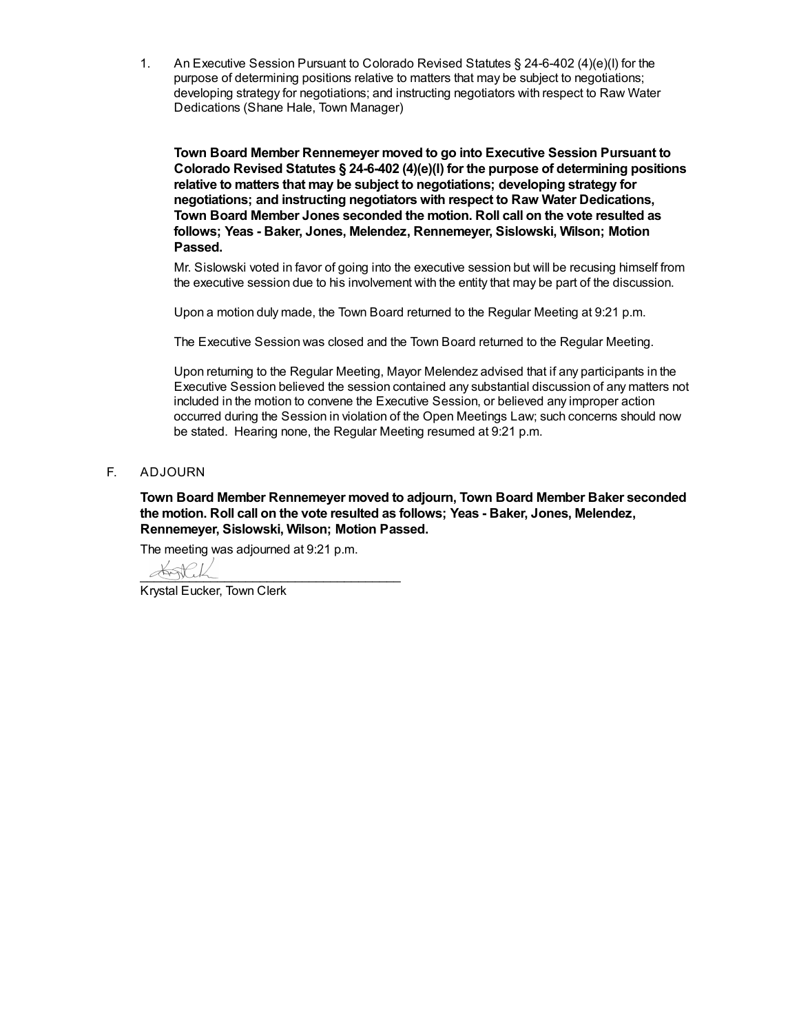1. An Executive Session Pursuant to Colorado Revised Statutes § 24-6-402 (4)(e)(I) for the purpose of determining positions relative to matters that may be subject to negotiations; developing strategy for negotiations; and instructing negotiators with respect to Raw Water Dedications (Shane Hale, Town Manager)

   **Town Board Member Rennemeyer moved to go into Executive Session Pursuant to Colorado Revised Statutes § 24-6-402 (4)(e)(I) for the purpose of determining positions relative to matters that may be subject to negotiations; developing strategy for negotiations; and instructing negotiators with respect to Raw Water Dedications, Town Board Member Jones seconded the motion. Roll call on the vote resulted as follows; Yeas - Baker, Jones, Melendez, Rennemeyer, Sislowski, Wilson; Motion Passed.**

   Mr. Sislowski voted in favor of going into the executive session but will be recusing himself from the executive session due to his involvement with the entity that may be part of the discussion.

   Upon a motion duly made, the Town Board returned to the Regular Meeting at 9:21 p.m.

   The Executive Session was closed and the Town Board returned to the Regular Meeting.

   Upon returning to the Regular Meeting, Mayor Melendez advised that if any participants in the Executive Session believed the session contained any substantial discussion of any matters not included in the motion to convene the Executive Session, or believed any improper action occurred during the Session in violation of the Open Meetings Law; such concerns should now be stated. Hearing none, the Regular Meeting resumed at 9:21 p.m.

F. ADJOURN

**Town Board Member Rennemeyer moved to adjourn, Town Board Member Baker seconded the motion. Roll call on the vote resulted as follows; Yeas - Baker, Jones, Melendez, Rennemeyer, Sislowski, Wilson; Motion Passed.**

The meeting was adjourned at 9:21 p.m.

\_\_\_\_\_\_\_\_\_\_\_\_\_\_\_\_\_\_\_\_\_\_\_\_\_\_\_\_\_\_\_\_\_\_\_\_

Krystal Eucker, Town Clerk